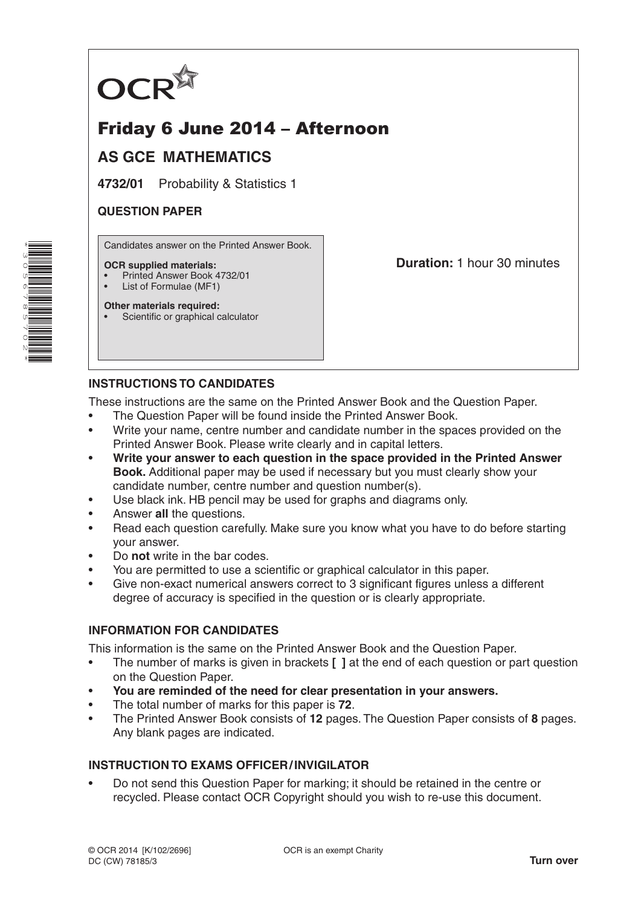OCR

# Friday 6 June 2014 – Afternoon

## AS GCE MATHEMATICS

**4732/01** Probability & Statistics 1

**QUESTION PAPER**

Candidates answer on the Printed Answer Book.

**OCR supplied materials:**
- Printed Answer Book 4732/01
- List of Formulae (MF1)

**Other materials required:**
- Scientific or graphical calculator

**Duration:** 1 hour 30 minutes

### INSTRUCTIONS TO CANDIDATES

These instructions are the same on the Printed Answer Book and the Question Paper.

- The Question Paper will be found inside the Printed Answer Book.
- Write your name, centre number and candidate number in the spaces provided on the Printed Answer Book. Please write clearly and in capital letters.
- **Write your answer to each question in the space provided in the Printed Answer Book.** Additional paper may be used if necessary but you must clearly show your candidate number, centre number and question number(s).
- Use black ink. HB pencil may be used for graphs and diagrams only.
- Answer **all** the questions.
- Read each question carefully. Make sure you know what you have to do before starting your answer.
- Do **not** write in the bar codes.
- You are permitted to use a scientific or graphical calculator in this paper.
- Give non-exact numerical answers correct to 3 significant figures unless a different degree of accuracy is specified in the question or is clearly appropriate.

### INFORMATION FOR CANDIDATES

This information is the same on the Printed Answer Book and the Question Paper.

- The number of marks is given in brackets **[ ]** at the end of each question or part question on the Question Paper.
- **You are reminded of the need for clear presentation in your answers.**
- The total number of marks for this paper is **72**.
- The Printed Answer Book consists of **12** pages. The Question Paper consists of **8** pages. Any blank pages are indicated.

### INSTRUCTION TO EXAMS OFFICER / INVIGILATOR

- Do not send this Question Paper for marking; it should be retained in the centre or recycled. Please contact OCR Copyright should you wish to re-use this document.

© OCR 2014 [K/102/2696]
DC (CW) 78185/3

OCR is an exempt Charity

**Turn over**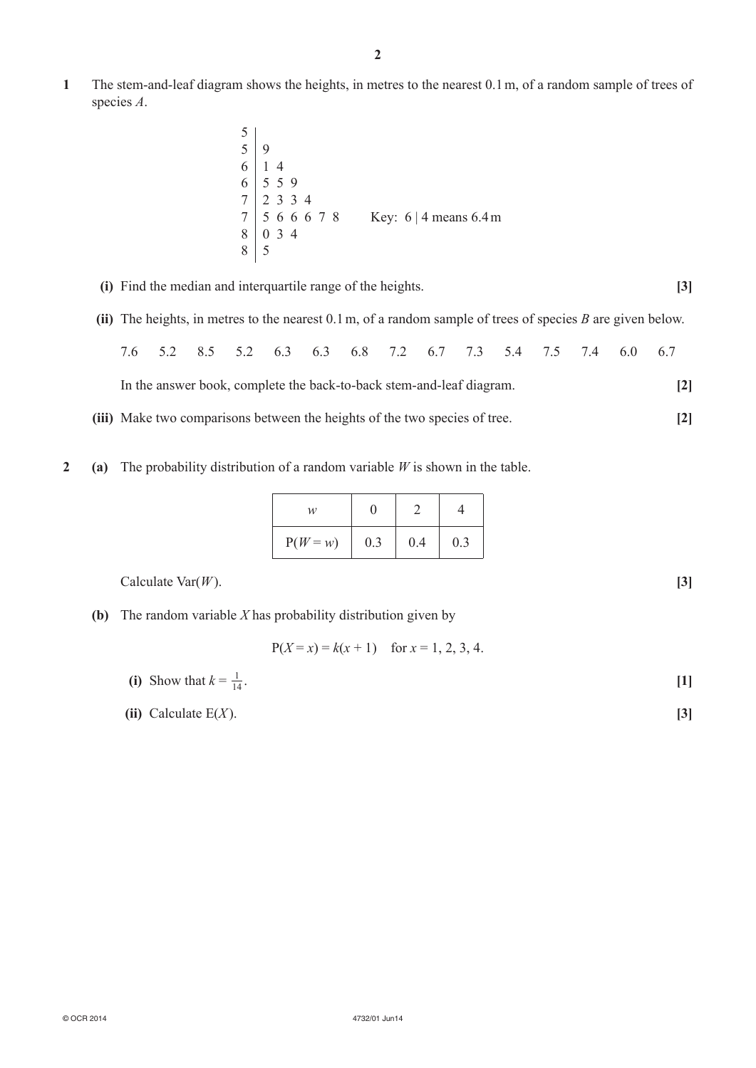**1** The stem-and-leaf diagram shows the heights, in metres to the nearest 0.1 m, of a random sample of trees of species $A$.

```
5 |
5 | 9
6 | 1 4
6 | 5 5 9
7 | 2 3 3 4
7 | 5 6 6 6 7 8        Key: 6 | 4 means 6.4 m
8 | 0 3 4
8 | 5
```

**(i)** Find the median and interquartile range of the heights. **[3]**

**(ii)** The heights, in metres to the nearest 0.1 m, of a random sample of trees of species $B$ are given below.

7.6   5.2   8.5   5.2   6.3   6.3   6.8   7.2   6.7   7.3   5.4   7.5   7.4   6.0   6.7

In the answer book, complete the back-to-back stem-and-leaf diagram. **[2]**

**(iii)** Make two comparisons between the heights of the two species of tree. **[2]**

**2** **(a)** The probability distribution of a random variable $W$ is shown in the table.

| $w$ | 0 | 2 | 4 |
|---|---|---|---|
| $P(W = w)$ | 0.3 | 0.4 | 0.3 |

Calculate $\text{Var}(W)$. **[3]**

**(b)** The random variable $X$ has probability distribution given by

$$P(X = x) = k(x + 1) \quad \text{for } x = 1, 2, 3, 4.$$

**(i)** Show that $k = \frac{1}{14}$. **[1]**

**(ii)** Calculate $E(X)$. **[3]**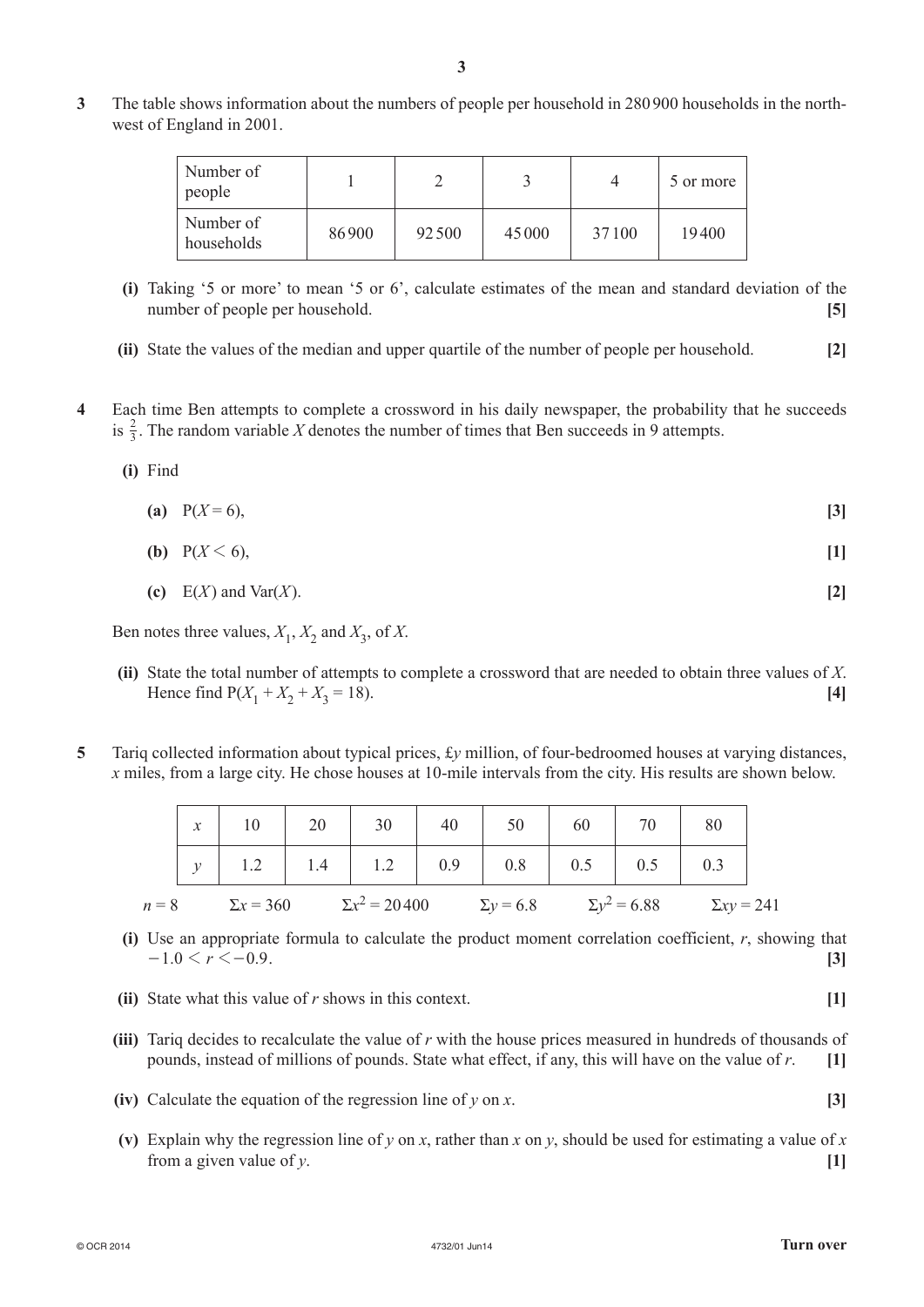**3** The table shows information about the numbers of people per household in 280 900 households in the north-west of England in 2001.

| Number of people | 1 | 2 | 3 | 4 | 5 or more |
|---|---|---|---|---|---|
| Number of households | 86 900 | 92 500 | 45 000 | 37 100 | 19 400 |

**(i)** Taking '5 or more' to mean '5 or 6', calculate estimates of the mean and standard deviation of the number of people per household. **[5]**

**(ii)** State the values of the median and upper quartile of the number of people per household. **[2]**

**4** Each time Ben attempts to complete a crossword in his daily newspaper, the probability that he succeeds is $\frac{2}{3}$. The random variable $X$ denotes the number of times that Ben succeeds in 9 attempts.

**(i)** Find

**(a)** $P(X = 6)$, **[3]**

**(b)** $P(X < 6)$, **[1]**

**(c)** $E(X)$ and $Var(X)$. **[2]**

Ben notes three values, $X_1$, $X_2$ and $X_3$, of $X$.

**(ii)** State the total number of attempts to complete a crossword that are needed to obtain three values of $X$. Hence find $P(X_1 + X_2 + X_3 = 18)$. **[4]**

**5** Tariq collected information about typical prices, £$y$ million, of four-bedroomed houses at varying distances, $x$ miles, from a large city. He chose houses at 10-mile intervals from the city. His results are shown below.

| $x$ | 10 | 20 | 30 | 40 | 50 | 60 | 70 | 80 |
|---|---|---|---|---|---|---|---|---|
| $y$ | 1.2 | 1.4 | 1.2 | 0.9 | 0.8 | 0.5 | 0.5 | 0.3 |

$n = 8$ $\quad \Sigma x = 360 \quad \Sigma x^2 = 20\,400 \quad \Sigma y = 6.8 \quad \Sigma y^2 = 6.88 \quad \Sigma xy = 241$

**(i)** Use an appropriate formula to calculate the product moment correlation coefficient, $r$, showing that $-1.0 < r < -0.9$. **[3]**

**(ii)** State what this value of $r$ shows in this context. **[1]**

**(iii)** Tariq decides to recalculate the value of $r$ with the house prices measured in hundreds of thousands of pounds, instead of millions of pounds. State what effect, if any, this will have on the value of $r$. **[1]**

**(iv)** Calculate the equation of the regression line of $y$ on $x$. **[3]**

**(v)** Explain why the regression line of $y$ on $x$, rather than $x$ on $y$, should be used for estimating a value of $x$ from a given value of $y$. **[1]**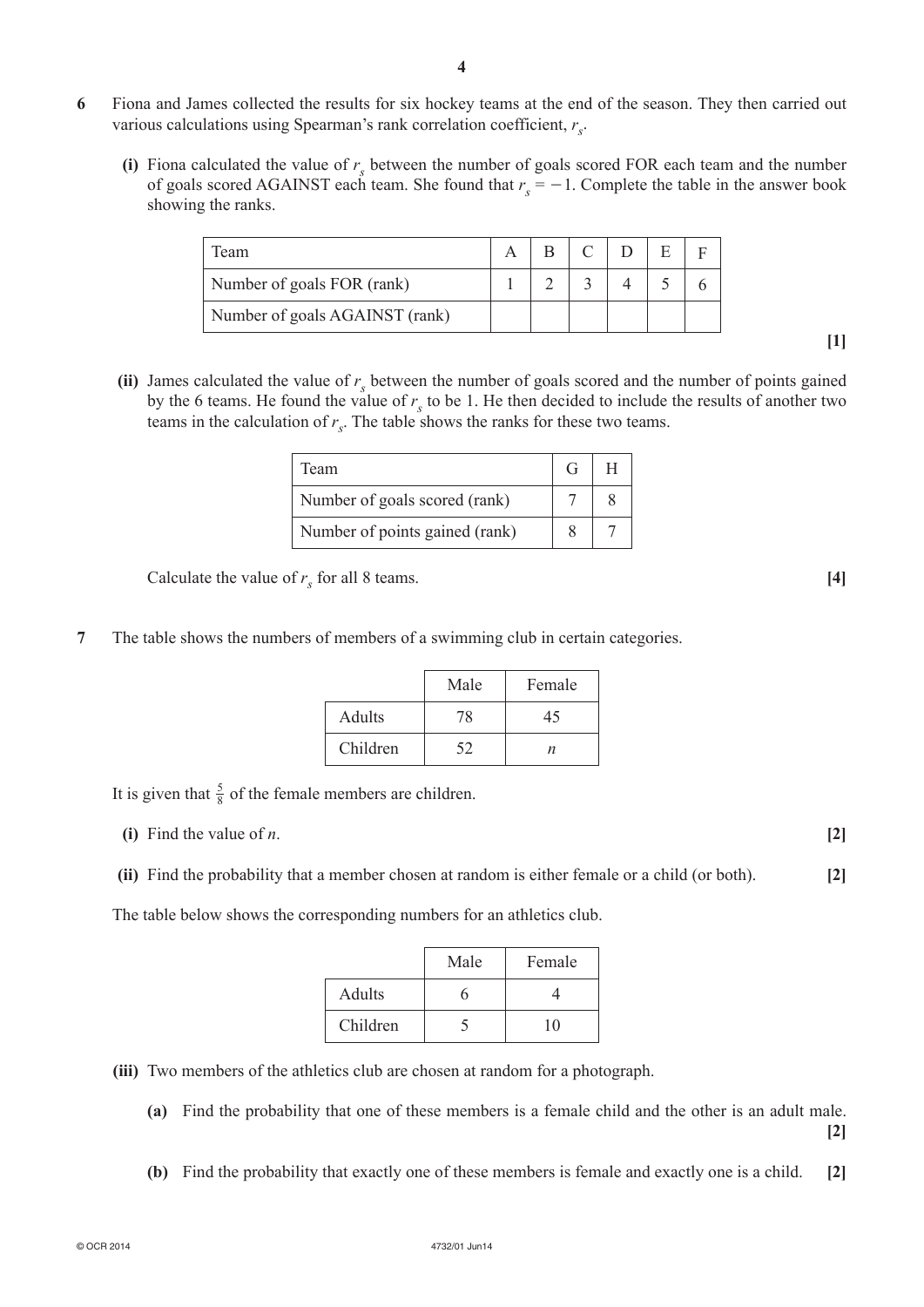**6** Fiona and James collected the results for six hockey teams at the end of the season. They then carried out various calculations using Spearman's rank correlation coefficient, $r_s$.

**(i)** Fiona calculated the value of $r_s$ between the number of goals scored FOR each team and the number of goals scored AGAINST each team. She found that $r_s = -1$. Complete the table in the answer book showing the ranks.

| Team | A | B | C | D | E | F |
|---|---|---|---|---|---|---|
| Number of goals FOR (rank) | 1 | 2 | 3 | 4 | 5 | 6 |
| Number of goals AGAINST (rank) | | | | | | |

**[1]**

**(ii)** James calculated the value of $r_s$ between the number of goals scored and the number of points gained by the 6 teams. He found the value of $r_s$ to be 1. He then decided to include the results of another two teams in the calculation of $r_s$. The table shows the ranks for these two teams.

| Team | G | H |
|---|---|---|
| Number of goals scored (rank) | 7 | 8 |
| Number of points gained (rank) | 8 | 7 |

Calculate the value of $r_s$ for all 8 teams. **[4]**

**7** The table shows the numbers of members of a swimming club in certain categories.

| | Male | Female |
|---|---|---|
| Adults | 78 | 45 |
| Children | 52 | $n$ |

It is given that $\frac{5}{8}$ of the female members are children.

**(i)** Find the value of $n$. **[2]**

**(ii)** Find the probability that a member chosen at random is either female or a child (or both). **[2]**

The table below shows the corresponding numbers for an athletics club.

| | Male | Female |
|---|---|---|
| Adults | 6 | 4 |
| Children | 5 | 10 |

**(iii)** Two members of the athletics club are chosen at random for a photograph.

**(a)** Find the probability that one of these members is a female child and the other is an adult male. **[2]**

**(b)** Find the probability that exactly one of these members is female and exactly one is a child. **[2]**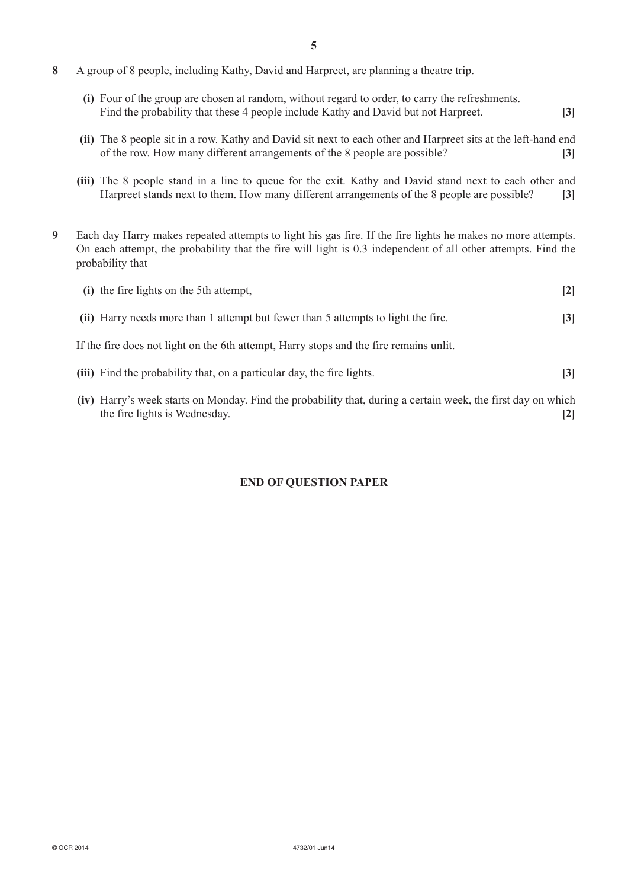**8** A group of 8 people, including Kathy, David and Harpreet, are planning a theatre trip.

**(i)** Four of the group are chosen at random, without regard to order, to carry the refreshments. Find the probability that these 4 people include Kathy and David but not Harpreet. **[3]**

**(ii)** The 8 people sit in a row. Kathy and David sit next to each other and Harpreet sits at the left-hand end of the row. How many different arrangements of the 8 people are possible? **[3]**

**(iii)** The 8 people stand in a line to queue for the exit. Kathy and David stand next to each other and Harpreet stands next to them. How many different arrangements of the 8 people are possible? **[3]**

**9** Each day Harry makes repeated attempts to light his gas fire. If the fire lights he makes no more attempts. On each attempt, the probability that the fire will light is 0.3 independent of all other attempts. Find the probability that

**(i)** the fire lights on the 5th attempt, **[2]**

**(ii)** Harry needs more than 1 attempt but fewer than 5 attempts to light the fire. **[3]**

If the fire does not light on the 6th attempt, Harry stops and the fire remains unlit.

**(iii)** Find the probability that, on a particular day, the fire lights. **[3]**

**(iv)** Harry's week starts on Monday. Find the probability that, during a certain week, the first day on which the fire lights is Wednesday. **[2]**

**END OF QUESTION PAPER**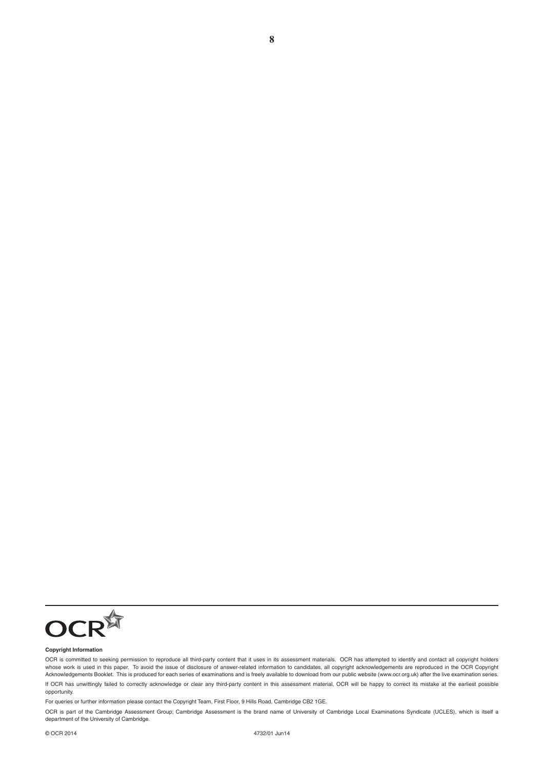**Copyright Information**

OCR is committed to seeking permission to reproduce all third-party content that it uses in its assessment materials. OCR has attempted to identify and contact all copyright holders whose work is used in this paper. To avoid the issue of disclosure of answer-related information to candidates, all copyright acknowledgements are reproduced in the OCR Copyright Acknowledgements Booklet. This is produced for each series of examinations and is freely available to download from our public website (www.ocr.org.uk) after the live examination series.

If OCR has unwittingly failed to correctly acknowledge or clear any third-party content in this assessment material, OCR will be happy to correct its mistake at the earliest possible opportunity.

For queries or further information please contact the Copyright Team, First Floor, 9 Hills Road, Cambridge CB2 1GE.

OCR is part of the Cambridge Assessment Group; Cambridge Assessment is the brand name of University of Cambridge Local Examinations Syndicate (UCLES), which is itself a department of the University of Cambridge.

© OCR 2014 4732/01 Jun14